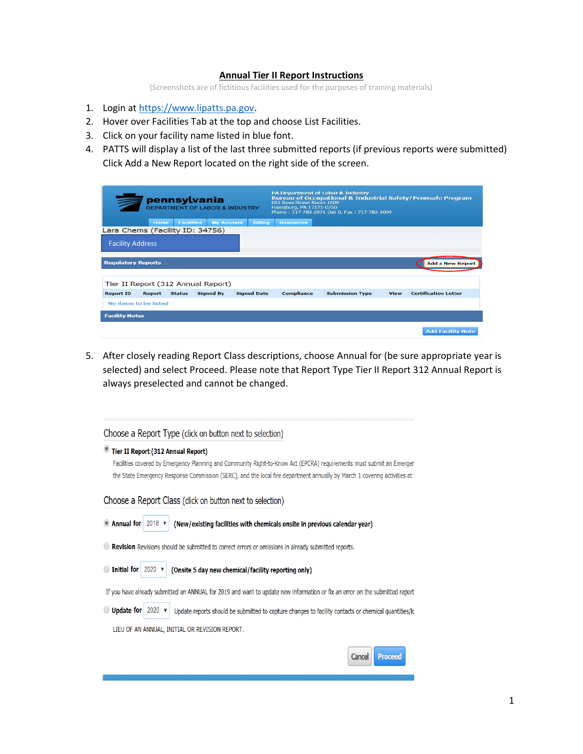# Annual Tier II Report Instructions

(Screenshots are of fictitious facilities used for the purposes of training materials)

1. Login at https://www.lipatts.pa.gov.
2. Hover over Facilities Tab at the top and choose List Facilities.
3. Click on your facility name listed in blue font.
4. PATTS will display a list of the last three submitted reports (if previous reports were submitted) Click Add a New Report located on the right side of the screen.

pennsylvania
DEPARTMENT OF LABOR & INDUSTRY

PA Department of Labor & Industry
Bureau of Occupational & Industrial Safety/Pennsafe Program
651 Boas Street Room 1600
Harrisburg, PA 17121-0750
Phone : 717-783-2071 Opt 0, Fax : 717-783-5099

Home | Facilities | My Account | Billing | Resources

Lara Chems (Facility ID: 34756)

Facility Address

Regulatory Reports — Add a New Report

Tier II Report (312 Annual Report)

| Report ID | Report | Status | Signed By | Signed Date | Compliance | Submission Type | View | Certification Letter |
|---|---|---|---|---|---|---|---|---|
| No items to be listed | | | | | | | | |

Facility Notes

Add Facility Note

5. After closely reading Report Class descriptions, choose Annual for (be sure appropriate year is selected) and select Proceed. Please note that Report Type Tier II Report 312 Annual Report is always preselected and cannot be changed.

Choose a Report Type (click on button next to selection)

Tier II Report (312 Annual Report)

Facilities covered by Emergency Planning and Community Right-to-Know Act (EPCRA) requirements must submit an Emerger the State Emergency Response Commission (SERC), and the local fire department annually by March 1 covering activities at

Choose a Report Class (click on button next to selection)

Annual for 2018 (New/existing facilities with chemicals onsite in previous calendar year)

Revision Revisions should be submitted to correct errors or omissions in already submitted reports.

Initial for 2020 (Onsite 5 day new chemical/facility reporting only)

If you have already submitted an ANNUAL for 2019 and want to update new information or fix an error on the submitted report

Update for 2020 Update reports should be submitted to capture changes to facility contacts or chemical quantities/lc

LIEU OF AN ANNUAL, INITIAL OR REVISION REPORT.

Cancel | Proceed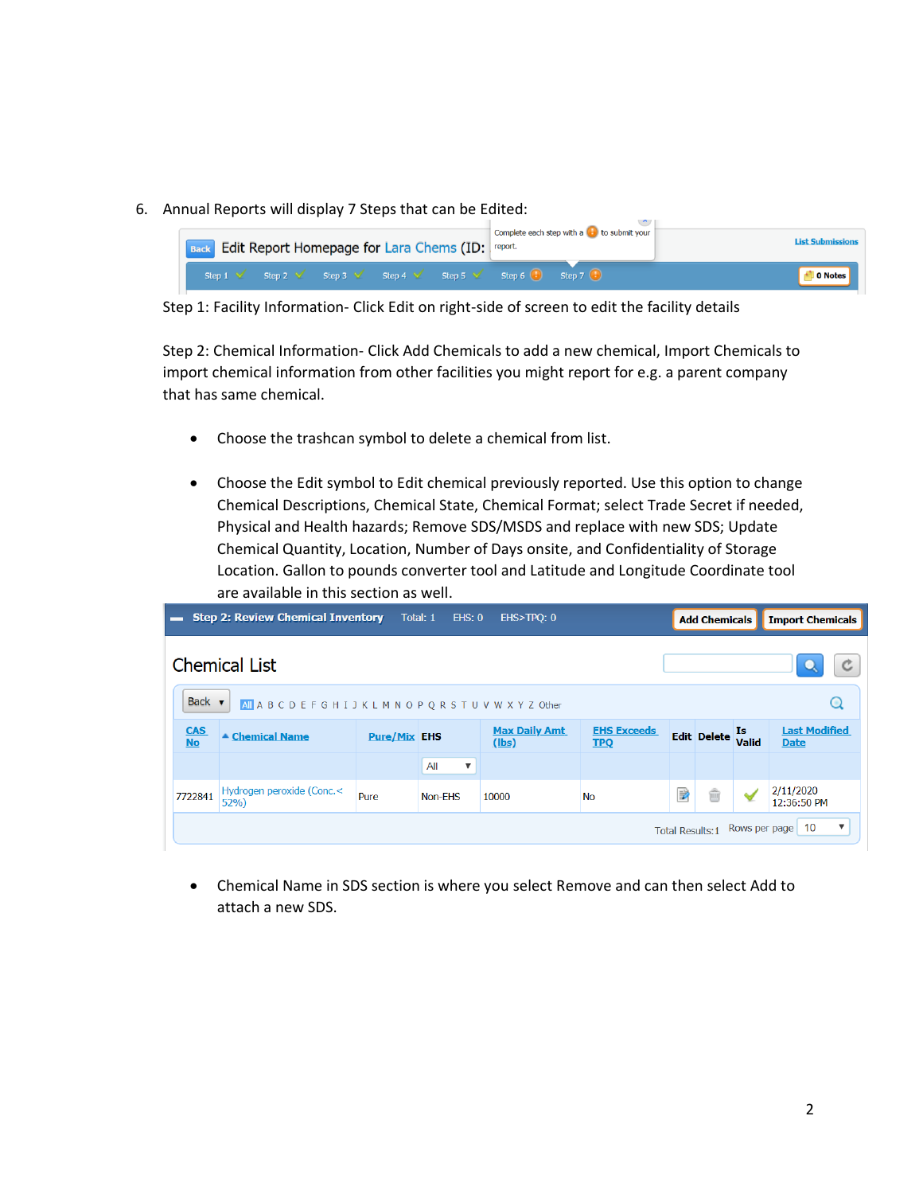6. Annual Reports will display 7 Steps that can be Edited:

Complete each step with a ! to submit your report.

Back Edit Report Homepage for Lara Chems (ID:

List Submissions

Step 1 ✓ Step 2 ✓ Step 3 ✓ Step 4 ✓ Step 5 ✓ Step 6 ! Step 7 !

0 Notes

Step 1: Facility Information- Click Edit on right-side of screen to edit the facility details

Step 2: Chemical Information- Click Add Chemicals to add a new chemical, Import Chemicals to import chemical information from other facilities you might report for e.g. a parent company that has same chemical.

- Choose the trashcan symbol to delete a chemical from list.
- Choose the Edit symbol to Edit chemical previously reported. Use this option to change Chemical Descriptions, Chemical State, Chemical Format; select Trade Secret if needed, Physical and Health hazards; Remove SDS/MSDS and replace with new SDS; Update Chemical Quantity, Location, Number of Days onsite, and Confidentiality of Storage Location. Gallon to pounds converter tool and Latitude and Longitude Coordinate tool are available in this section as well.

Step 2: Review Chemical Inventory Total: 1 EHS: 0 EHS>TPQ: 0 Add Chemicals Import Chemicals

Chemical List

Back All A B C D E F G H I J K L M N O P Q R S T U V W X Y Z Other

| CAS No | Chemical Name | Pure/Mix | EHS | Max Daily Amt (lbs) | EHS Exceeds TPQ | Edit | Delete | Is Valid | Last Modified Date |
|---|---|---|---|---|---|---|---|---|---|
| | | | All | | | | | | |
| 7722841 | Hydrogen peroxide (Conc.< 52%) | Pure | Non-EHS | 10000 | No | | | ✓ | 2/11/2020 12:36:50 PM |

Total Results: 1 Rows per page 10

- Chemical Name in SDS section is where you select Remove and can then select Add to attach a new SDS.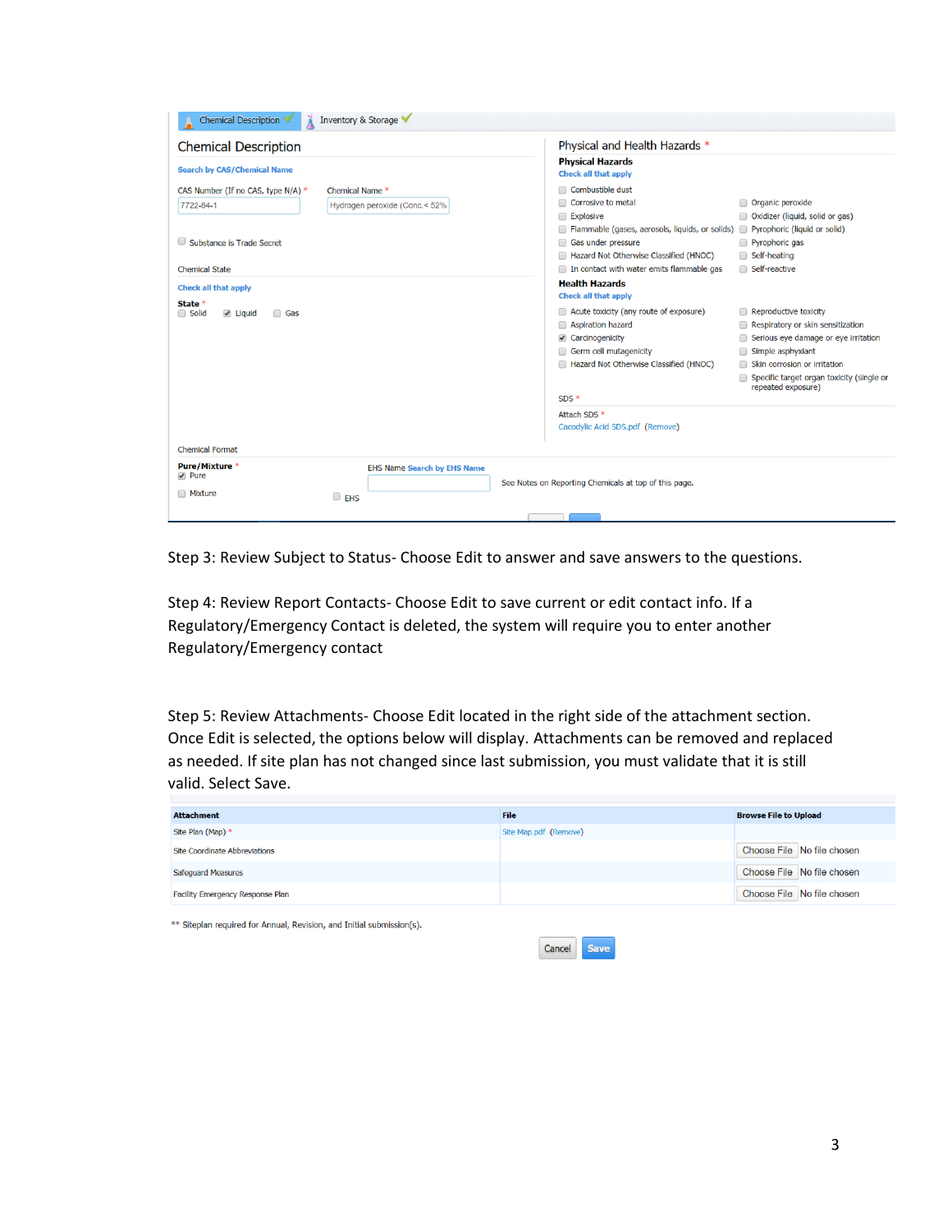Chemical Description ✓ | Inventory & Storage ✓

## Chemical Description

Search by CAS/Chemical Name

CAS Number (If no CAS, type N/A) * : 7722-84-1

Chemical Name * : Hydrogen peroxide (Conc.< 52%

☐ Substance is Trade Secret

Chemical State

Check all that apply

**State** *
☐ Solid ☑ Liquid ☐ Gas

Chemical Format

**Pure/Mixture** *
☑ Pure
☐ Mixture

☐ EHS

EHS Name Search by EHS Name

See Notes on Reporting Chemicals at top of this page.

## Physical and Health Hazards *

**Physical Hazards**

Check all that apply

- ☐ Combustible dust
- ☐ Corrosive to metal
- ☐ Explosive
- ☐ Flammable (gases, aerosols, liquids, or solids)
- ☐ Gas under pressure
- ☐ Hazard Not Otherwise Classified (HNOC)
- ☐ In contact with water emits flammable gas
- ☐ Organic peroxide
- ☐ Oxidizer (liquid, solid or gas)
- ☐ Pyrophoric (liquid or solid)
- ☐ Pyrophoric gas
- ☐ Self-heating
- ☐ Self-reactive

**Health Hazards**

Check all that apply

- ☐ Acute toxicity (any route of exposure)
- ☐ Aspiration hazard
- ☑ Carcinogenicity
- ☐ Germ cell mutagenicity
- ☐ Hazard Not Otherwise Classified (HNOC)
- ☐ Reproductive toxicity
- ☐ Respiratory or skin sensitization
- ☐ Serious eye damage or eye irritation
- ☐ Simple asphyxiant
- ☐ Skin corrosion or irritation
- ☐ Specific target organ toxicity (single or repeated exposure)

SDS *

Attach SDS *
Cacodylic Acid SDS.pdf (Remove)

Step 3: Review Subject to Status- Choose Edit to answer and save answers to the questions.

Step 4: Review Report Contacts- Choose Edit to save current or edit contact info. If a Regulatory/Emergency Contact is deleted, the system will require you to enter another Regulatory/Emergency contact

Step 5: Review Attachments- Choose Edit located in the right side of the attachment section. Once Edit is selected, the options below will display. Attachments can be removed and replaced as needed. If site plan has not changed since last submission, you must validate that it is still valid. Select Save.

| Attachment | File | Browse File to Upload |
|---|---|---|
| Site Plan (Map) * | Site Map.pdf (Remove) | |
| Site Coordinate Abbreviations | | Choose File No file chosen |
| Safeguard Measures | | Choose File No file chosen |
| Facility Emergency Response Plan | | Choose File No file chosen |

** Siteplan required for Annual, Revision, and Initial submission(s).

Cancel | Save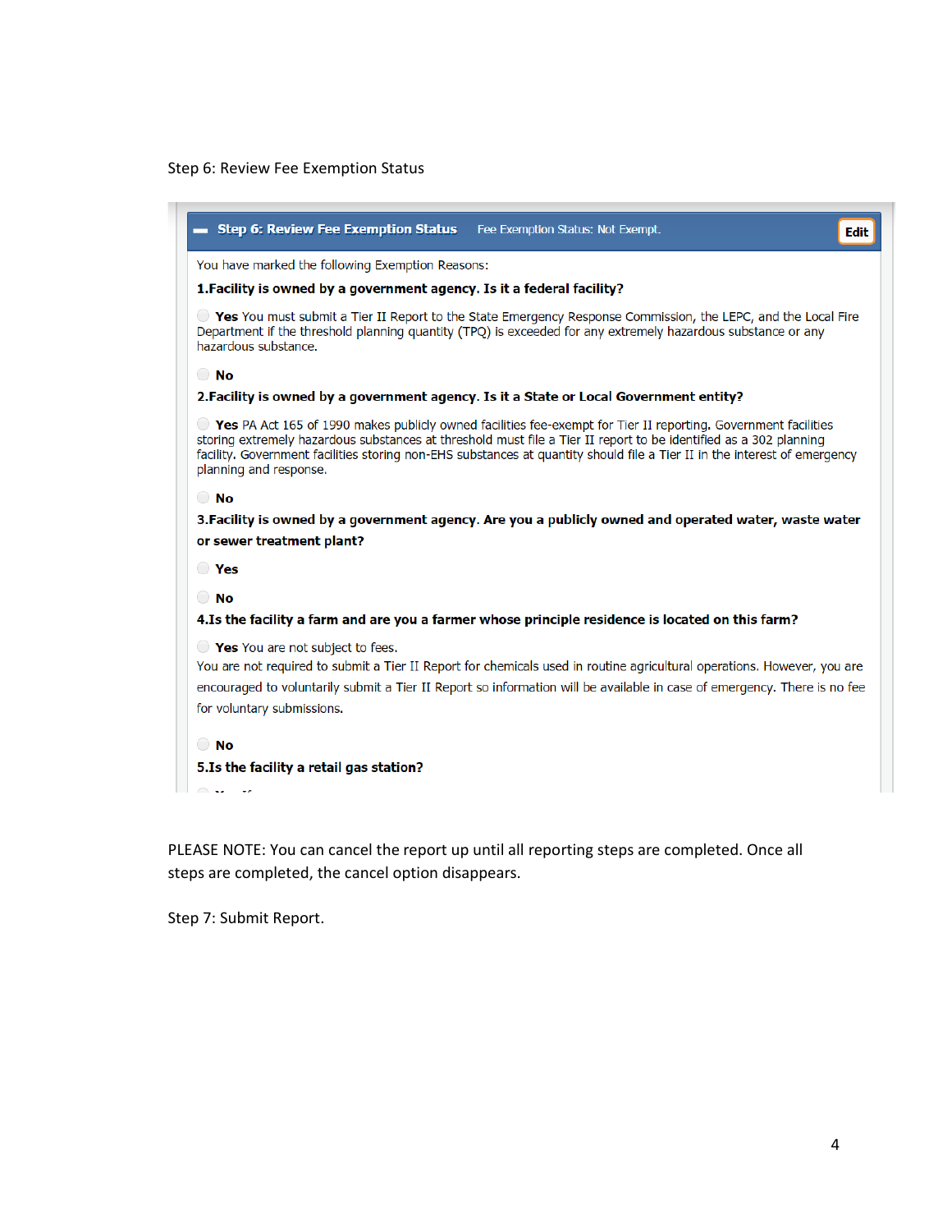Step 6: Review Fee Exemption Status

**Step 6: Review Fee Exemption Status** Fee Exemption Status: Not Exempt. **Edit**

You have marked the following Exemption Reasons:

**1.Facility is owned by a government agency. Is it a federal facility?**

**Yes** You must submit a Tier II Report to the State Emergency Response Commission, the LEPC, and the Local Fire Department if the threshold planning quantity (TPQ) is exceeded for any extremely hazardous substance or any hazardous substance.

**No**

**2.Facility is owned by a government agency. Is it a State or Local Government entity?**

**Yes** PA Act 165 of 1990 makes publicly owned facilities fee-exempt for Tier II reporting. Government facilities storing extremely hazardous substances at threshold must file a Tier II report to be identified as a 302 planning facility. Government facilities storing non-EHS substances at quantity should file a Tier II in the interest of emergency planning and response.

**No**

**3.Facility is owned by a government agency. Are you a publicly owned and operated water, waste water or sewer treatment plant?**

**Yes**

**No**

**4.Is the facility a farm and are you a farmer whose principle residence is located on this farm?**

**Yes** You are not subject to fees.
You are not required to submit a Tier II Report for chemicals used in routine agricultural operations. However, you are encouraged to voluntarily submit a Tier II Report so information will be available in case of emergency. There is no fee for voluntary submissions.

**No**

**5.Is the facility a retail gas station?**

PLEASE NOTE: You can cancel the report up until all reporting steps are completed. Once all steps are completed, the cancel option disappears.

Step 7: Submit Report.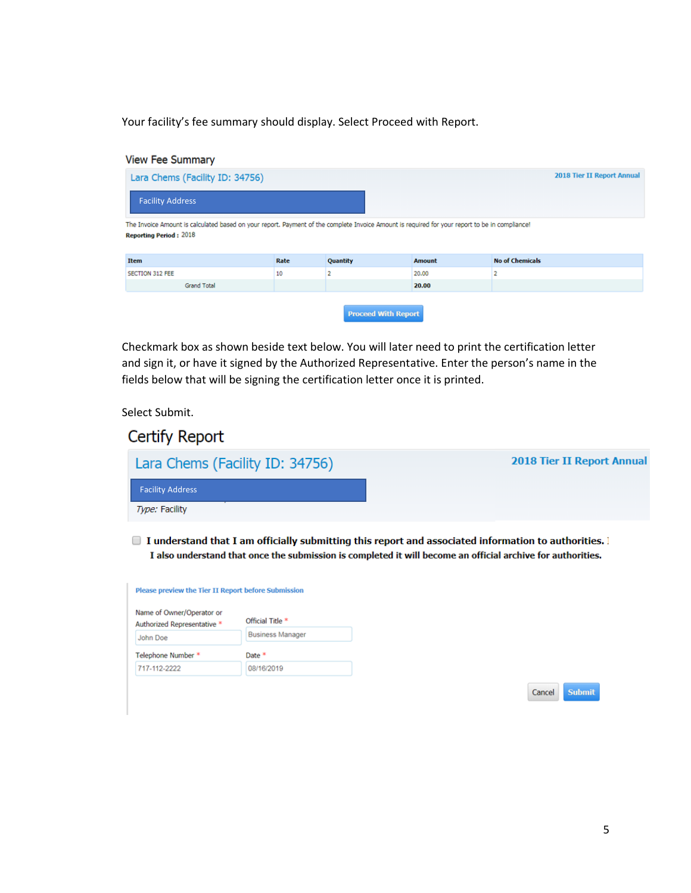Your facility's fee summary should display. Select Proceed with Report.

### View Fee Summary

Lara Chems (Facility ID: 34756)

2018 Tier II Report Annual

Facility Address

The Invoice Amount is calculated based on your report. Payment of the complete Invoice Amount is required for your report to be in compliance!

**Reporting Period :** 2018

| Item | Rate | Quantity | Amount | No of Chemicals |
|---|---|---|---|---|
| SECTION 312 FEE | 10 | 2 | 20.00 | 2 |
| Grand Total | | | **20.00** | |

Proceed With Report

Checkmark box as shown beside text below. You will later need to print the certification letter and sign it, or have it signed by the Authorized Representative. Enter the person's name in the fields below that will be signing the certification letter once it is printed.

Select Submit.

## Certify Report

Lara Chems (Facility ID: 34756)

2018 Tier II Report Annual

Facility Address

*Type:* Facility

☐ **I understand that I am officially submitting this report and associated information to authorities. I also understand that once the submission is completed it will become an official archive for authorities.**

Please preview the Tier II Report before Submission

Name of Owner/Operator or Authorized Representative * : John Doe

Official Title * : Business Manager

Telephone Number * : 717-112-2222

Date * : 08/16/2019

Cancel Submit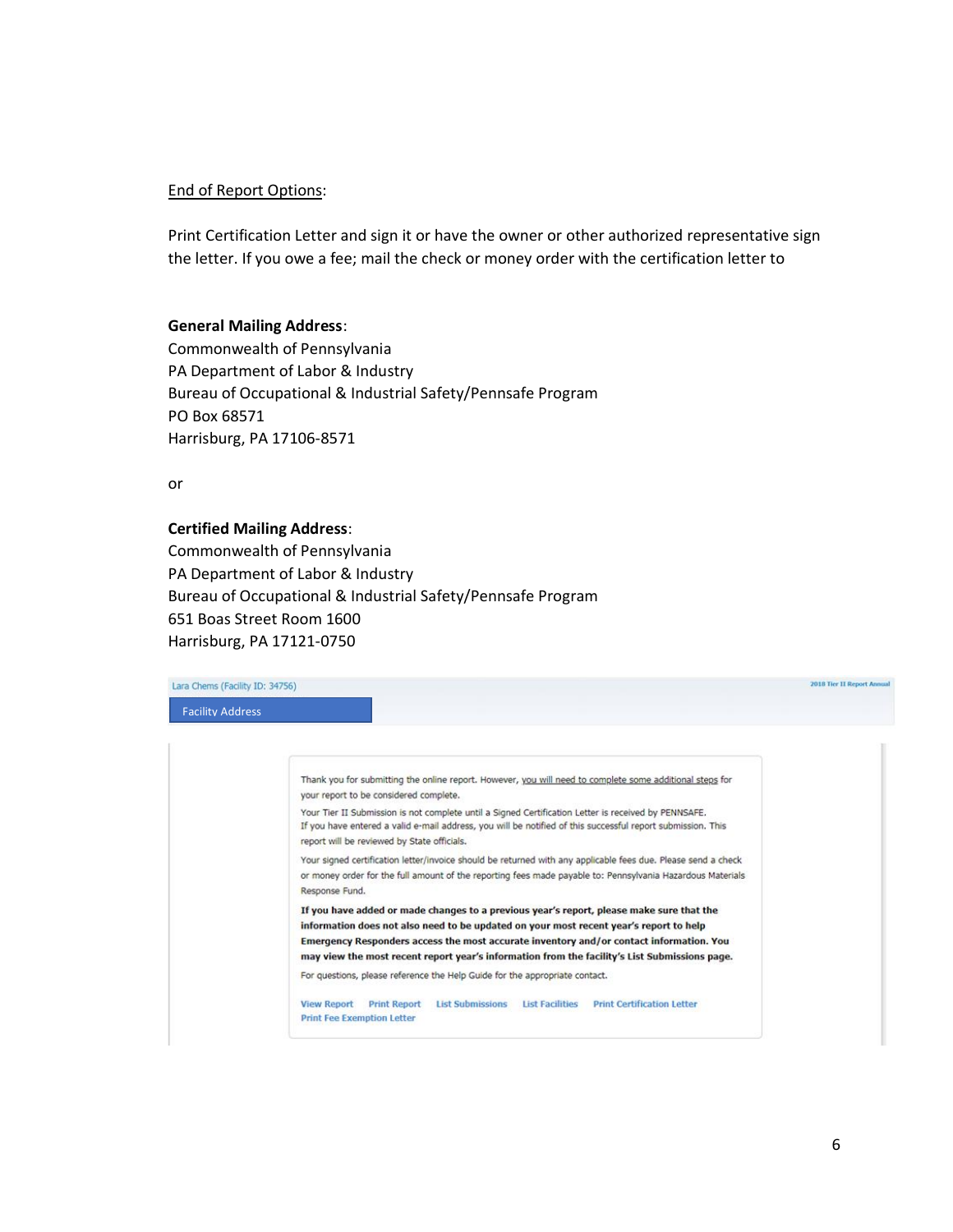End of Report Options:

Print Certification Letter and sign it or have the owner or other authorized representative sign the letter. If you owe a fee; mail the check or money order with the certification letter to

**General Mailing Address**:
Commonwealth of Pennsylvania
PA Department of Labor & Industry
Bureau of Occupational & Industrial Safety/Pennsafe Program
PO Box 68571
Harrisburg, PA 17106-8571

or

**Certified Mailing Address**:
Commonwealth of Pennsylvania
PA Department of Labor & Industry
Bureau of Occupational & Industrial Safety/Pennsafe Program
651 Boas Street Room 1600
Harrisburg, PA 17121-0750

Lara Chems (Facility ID: 34756)

2018 Tier II Report Annual

Facility Address

Thank you for submitting the online report. However, you will need to complete some additional steps for your report to be considered complete.

Your Tier II Submission is not complete until a Signed Certification Letter is received by PENNSAFE.
If you have entered a valid e-mail address, you will be notified of this successful report submission. This report will be reviewed by State officials.

Your signed certification letter/invoice should be returned with any applicable fees due. Please send a check or money order for the full amount of the reporting fees made payable to: Pennsylvania Hazardous Materials Response Fund.

**If you have added or made changes to a previous year's report, please make sure that the information does not also need to be updated on your most recent year's report to help Emergency Responders access the most accurate inventory and/or contact information. You may view the most recent report year's information from the facility's List Submissions page.**

For questions, please reference the Help Guide for the appropriate contact.

View Report Print Report List Submissions List Facilities Print Certification Letter
Print Fee Exemption Letter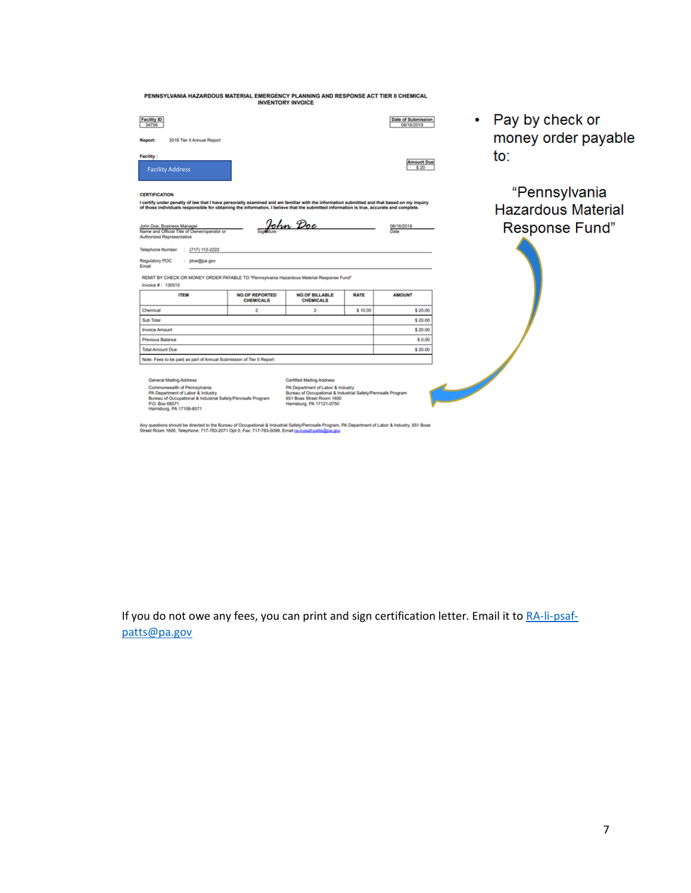**PENNSYLVANIA HAZARDOUS MATERIAL EMERGENCY PLANNING AND RESPONSE ACT TIER II CHEMICAL INVENTORY INVOICE**

Facility ID: 34756

Date of Submission: 08/16/2019

Report: 2018 Tier II Annual Report

Facility: Facility Address

Amount Due: $ 20

**CERTIFICATION**

**I certify under penalty of law that I have personally examined and am familiar with the information submitted and that based on my inquiry of those individuals responsible for obtaining the information, I believe that the submitted information is true, accurate and complete.**

John Doe, Business Manager — Name and Official Title of Owner/operator or Authorized Representative

John Doe — Signature

08/16/2019 — Date

Telephone Number: (717) 112-2222

Regulatory POC Email: jdoe@pa.gov

REMIT BY CHECK OR MONEY ORDER PAYABLE TO "Pennsylvania Hazardous Material Response Fund"

Invoice #: 130515

| ITEM | NO.OF REPORTED CHEMICALS | NO.OF BILLABLE CHEMICALS | RATE | AMOUNT |
|---|---|---|---|---|
| Chemical | 2 | 2 | $ 10.00 | $ 20.00 |
| Sub Total | | | | $ 20.00 |
| Invoice Amount | | | | $ 20.00 |
| Previous Balance | | | | $ 0.00 |
| Total Amount Due | | | | $ 20.00 |
| Note: Fees to be paid as part of Annual Submission of Tier II Report | | | | |

General Mailing Address
Commonwealth of Pennsylvania
PA Department of Labor & Industry
Bureau of Occupational & Industrial Safety/Pennsafe Program
P.O. Box 68571
Harrisburg, PA 17106-8571

Certified Mailing Address
PA Department of Labor & Industry
Bureau of Occupational & Industrial Safety/Pennsafe Program
651 Boas Street Room 1600
Harrisburg, PA 17121-0750

Any questions should be directed to the Bureau of Occupational & Industrial Safety/Pennsafe Program, PA Department of Labor & Industry, 651 Boas Street Room 1600, Telephone: 717-783-2071 Opt 0, Fax: 717-783-5099, Email ra-li-psaf-patts@pa.gov

- Pay by check or money order payable to:

  "Pennsylvania Hazardous Material Response Fund"

If you do not owe any fees, you can print and sign certification letter. Email it to [RA-li-psaf-patts@pa.gov](mailto:RA-li-psaf-patts@pa.gov)